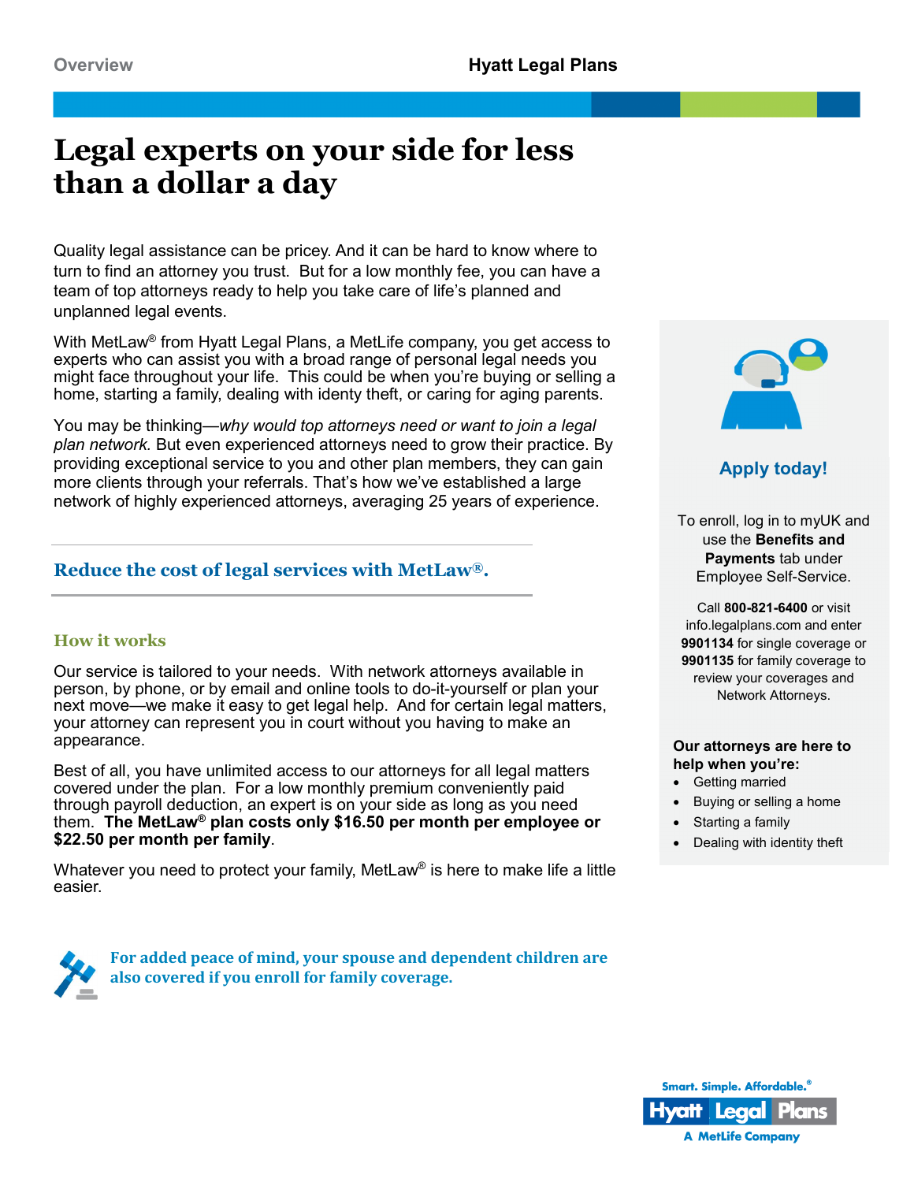# Legal experts on your side for less than a dollar a day

Quality legal assistance can be pricey. And it can be hard to know where to turn to find an attorney you trust. But for a low monthly fee, you can have a team of top attorneys ready to help you take care of life's planned and unplanned legal events.

With MetLaw® from Hyatt Legal Plans, a MetLife company, you get access to experts who can assist you with a broad range of personal legal needs you might face throughout your life. This could be when you're buying or selling a home, starting a family, dealing with identy theft, or caring for aging parents.

You may be thinking—*why would top attorneys need or want to join a legal plan network.* But even experienced attorneys need to grow their practice. By providing exceptional service to you and other plan members, they can gain more clients through your referrals. That's how we've established a large network of highly experienced attorneys, averaging 25 years of experience.

## Reduce the cost of legal services with MetLaw®.

### How it works

Our service is tailored to your needs. With network attorneys available in person, by phone, or by email and online tools to do-it-yourself or plan your next move—we make it easy to get legal help. And for certain legal matters, your attorney can represent you in court without you having to make an appearance.

Best of all, you have unlimited access to our attorneys for all legal matters covered under the plan. For a low monthly premium conveniently paid through payroll deduction, an expert is on your side as long as you need them. **The MetLaw® plan costs only $16.50 per month per employee or $22.50 per month per family**.

Whatever you need to protect your family, MetLaw® is here to make life a little easier.

**For added peace of mind, your spouse and dependent children are also covered if you enroll for family coverage.**

### Apply today!

To enroll, log in to myUK and use the **Benefits and Payments** tab under Employee Self-Service.

Call **800-821-6400** or visit info.legalplans.com and enter **9901134** for single coverage or **9901135** for family coverage to review your coverages and Network Attorneys.

**Our attorneys are here to help when you're:**

- Getting married
- Buying or selling a home
- Starting a family
- Dealing with identity theft

Smart. Simple. Affordable.®
Hyatt Legal Plans
A MetLife Company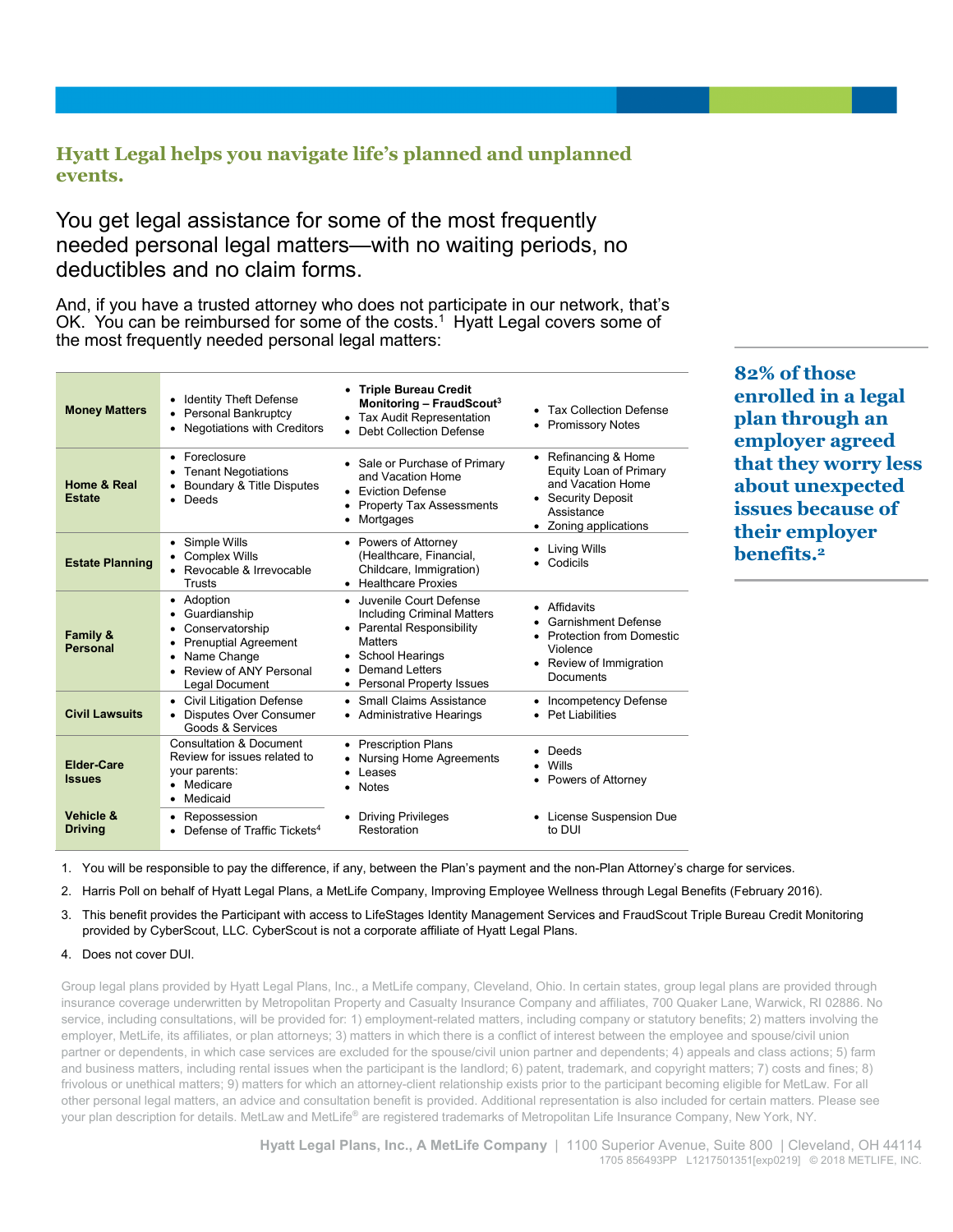## Hyatt Legal helps you navigate life's planned and unplanned events.

You get legal assistance for some of the most frequently needed personal legal matters—with no waiting periods, no deductibles and no claim forms.

And, if you have a trusted attorney who does not participate in our network, that's OK. You can be reimbursed for some of the costs.[1] Hyatt Legal covers some of the most frequently needed personal legal matters:

| | | | |
|---|---|---|---|
| **Money Matters** | • Identity Theft Defense<br>• Personal Bankruptcy<br>• Negotiations with Creditors | • **Triple Bureau Credit Monitoring – FraudScout**[3]<br>• Tax Audit Representation<br>• Debt Collection Defense | • Tax Collection Defense<br>• Promissory Notes |
| **Home & Real Estate** | • Foreclosure<br>• Tenant Negotiations<br>• Boundary & Title Disputes<br>• Deeds | • Sale or Purchase of Primary and Vacation Home<br>• Eviction Defense<br>• Property Tax Assessments<br>• Mortgages | • Refinancing & Home Equity Loan of Primary and Vacation Home<br>• Security Deposit Assistance<br>• Zoning applications |
| **Estate Planning** | • Simple Wills<br>• Complex Wills<br>• Revocable & Irrevocable Trusts | • Powers of Attorney (Healthcare, Financial, Childcare, Immigration)<br>• Healthcare Proxies | • Living Wills<br>• Codicils |
| **Family & Personal** | • Adoption<br>• Guardianship<br>• Conservatorship<br>• Prenuptial Agreement<br>• Name Change<br>• Review of ANY Personal Legal Document | • Juvenile Court Defense Including Criminal Matters<br>• Parental Responsibility Matters<br>• School Hearings<br>• Demand Letters<br>• Personal Property Issues | • Affidavits<br>• Garnishment Defense<br>• Protection from Domestic Violence<br>• Review of Immigration Documents |
| **Civil Lawsuits** | • Civil Litigation Defense<br>• Disputes Over Consumer Goods & Services | • Small Claims Assistance<br>• Administrative Hearings | • Incompetency Defense<br>• Pet Liabilities |
| **Elder-Care Issues** | Consultation & Document Review for issues related to your parents:<br>• Medicare<br>• Medicaid | • Prescription Plans<br>• Nursing Home Agreements<br>• Leases<br>• Notes | • Deeds<br>• Wills<br>• Powers of Attorney |
| **Vehicle & Driving** | • Repossession<br>• Defense of Traffic Tickets[4] | • Driving Privileges Restoration | • License Suspension Due to DUI |

**82% of those enrolled in a legal plan through an employer agreed that they worry less about unexpected issues because of their employer benefits.[2]**

1. You will be responsible to pay the difference, if any, between the Plan's payment and the non-Plan Attorney's charge for services.
2. Harris Poll on behalf of Hyatt Legal Plans, a MetLife Company, Improving Employee Wellness through Legal Benefits (February 2016).
3. This benefit provides the Participant with access to LifeStages Identity Management Services and FraudScout Triple Bureau Credit Monitoring provided by CyberScout, LLC. CyberScout is not a corporate affiliate of Hyatt Legal Plans.
4. Does not cover DUI.

Group legal plans provided by Hyatt Legal Plans, Inc., a MetLife company, Cleveland, Ohio. In certain states, group legal plans are provided through insurance coverage underwritten by Metropolitan Property and Casualty Insurance Company and affiliates, 700 Quaker Lane, Warwick, RI 02886. No service, including consultations, will be provided for: 1) employment-related matters, including company or statutory benefits; 2) matters involving the employer, MetLife, its affiliates, or plan attorneys; 3) matters in which there is a conflict of interest between the employee and spouse/civil union partner or dependents, in which case services are excluded for the spouse/civil union partner and dependents; 4) appeals and class actions; 5) farm and business matters, including rental issues when the participant is the landlord; 6) patent, trademark, and copyright matters; 7) costs and fines; 8) frivolous or unethical matters; 9) matters for which an attorney-client relationship exists prior to the participant becoming eligible for MetLaw. For all other personal legal matters, an advice and consultation benefit is provided. Additional representation is also included for certain matters. Please see your plan description for details. MetLaw and MetLife® are registered trademarks of Metropolitan Life Insurance Company, New York, NY.

**Hyatt Legal Plans, Inc., A MetLife Company** | 1100 Superior Avenue, Suite 800 | Cleveland, OH 44114
1705 856493PP L1217501351[exp0219] © 2018 METLIFE, INC.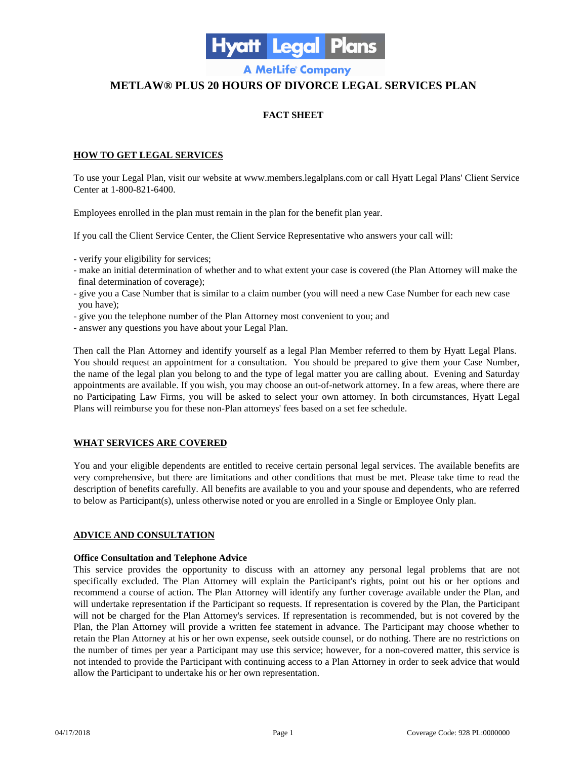# METLAW® PLUS 20 HOURS OF DIVORCE LEGAL SERVICES PLAN

## FACT SHEET

### HOW TO GET LEGAL SERVICES

To use your Legal Plan, visit our website at www.members.legalplans.com or call Hyatt Legal Plans' Client Service Center at 1-800-821-6400.

Employees enrolled in the plan must remain in the plan for the benefit plan year.

If you call the Client Service Center, the Client Service Representative who answers your call will:

- verify your eligibility for services;
- make an initial determination of whether and to what extent your case is covered (the Plan Attorney will make the final determination of coverage);
- give you a Case Number that is similar to a claim number (you will need a new Case Number for each new case you have);
- give you the telephone number of the Plan Attorney most convenient to you; and
- answer any questions you have about your Legal Plan.

Then call the Plan Attorney and identify yourself as a legal Plan Member referred to them by Hyatt Legal Plans. You should request an appointment for a consultation. You should be prepared to give them your Case Number, the name of the legal plan you belong to and the type of legal matter you are calling about. Evening and Saturday appointments are available. If you wish, you may choose an out-of-network attorney. In a few areas, where there are no Participating Law Firms, you will be asked to select your own attorney. In both circumstances, Hyatt Legal Plans will reimburse you for these non-Plan attorneys' fees based on a set fee schedule.

### WHAT SERVICES ARE COVERED

You and your eligible dependents are entitled to receive certain personal legal services. The available benefits are very comprehensive, but there are limitations and other conditions that must be met. Please take time to read the description of benefits carefully. All benefits are available to you and your spouse and dependents, who are referred to below as Participant(s), unless otherwise noted or you are enrolled in a Single or Employee Only plan.

### ADVICE AND CONSULTATION

**Office Consultation and Telephone Advice**
This service provides the opportunity to discuss with an attorney any personal legal problems that are not specifically excluded. The Plan Attorney will explain the Participant's rights, point out his or her options and recommend a course of action. The Plan Attorney will identify any further coverage available under the Plan, and will undertake representation if the Participant so requests. If representation is covered by the Plan, the Participant will not be charged for the Plan Attorney's services. If representation is recommended, but is not covered by the Plan, the Plan Attorney will provide a written fee statement in advance. The Participant may choose whether to retain the Plan Attorney at his or her own expense, seek outside counsel, or do nothing. There are no restrictions on the number of times per year a Participant may use this service; however, for a non-covered matter, this service is not intended to provide the Participant with continuing access to a Plan Attorney in order to seek advice that would allow the Participant to undertake his or her own representation.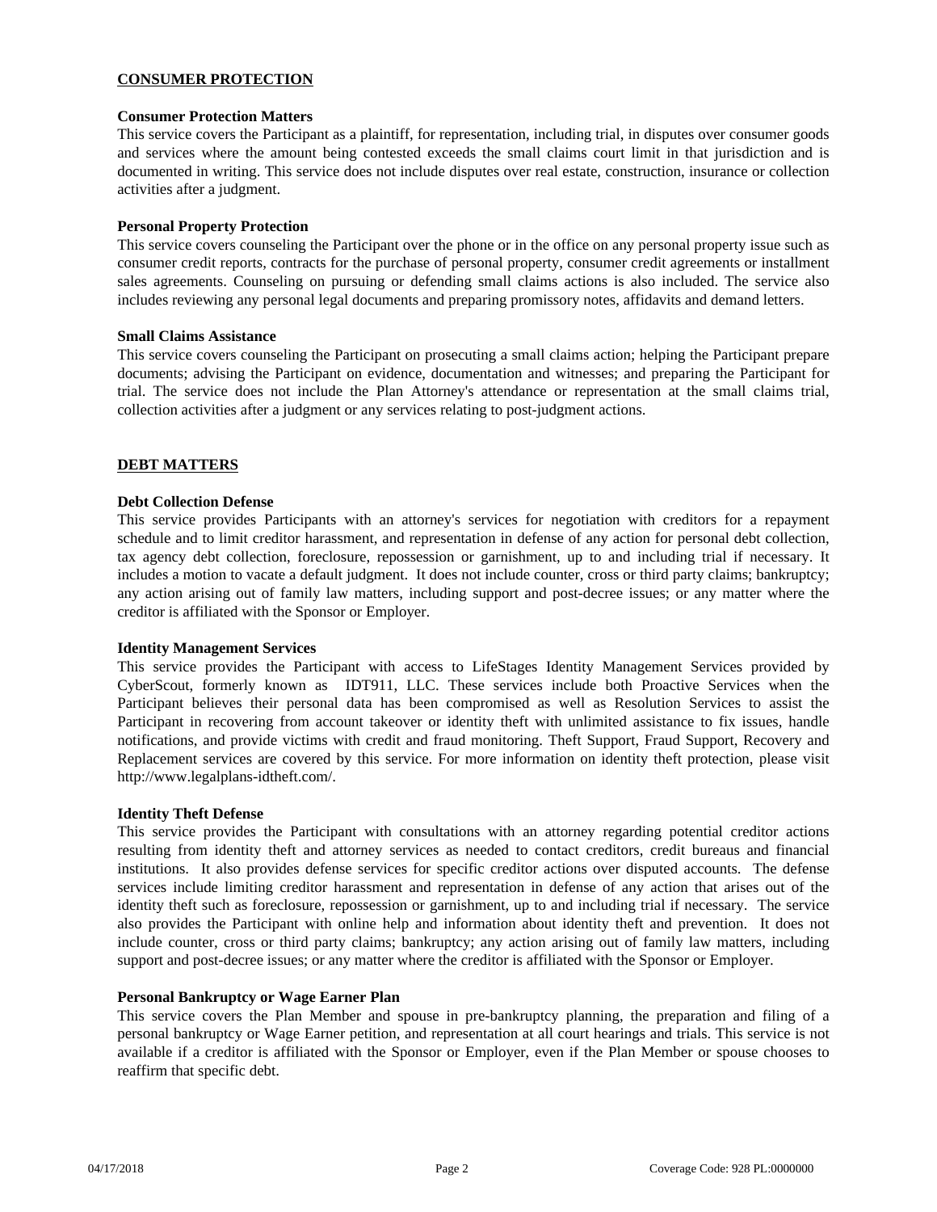## CONSUMER PROTECTION

### Consumer Protection Matters

This service covers the Participant as a plaintiff, for representation, including trial, in disputes over consumer goods and services where the amount being contested exceeds the small claims court limit in that jurisdiction and is documented in writing. This service does not include disputes over real estate, construction, insurance or collection activities after a judgment.

### Personal Property Protection

This service covers counseling the Participant over the phone or in the office on any personal property issue such as consumer credit reports, contracts for the purchase of personal property, consumer credit agreements or installment sales agreements. Counseling on pursuing or defending small claims actions is also included. The service also includes reviewing any personal legal documents and preparing promissory notes, affidavits and demand letters.

### Small Claims Assistance

This service covers counseling the Participant on prosecuting a small claims action; helping the Participant prepare documents; advising the Participant on evidence, documentation and witnesses; and preparing the Participant for trial. The service does not include the Plan Attorney's attendance or representation at the small claims trial, collection activities after a judgment or any services relating to post-judgment actions.

## DEBT MATTERS

### Debt Collection Defense

This service provides Participants with an attorney's services for negotiation with creditors for a repayment schedule and to limit creditor harassment, and representation in defense of any action for personal debt collection, tax agency debt collection, foreclosure, repossession or garnishment, up to and including trial if necessary. It includes a motion to vacate a default judgment. It does not include counter, cross or third party claims; bankruptcy; any action arising out of family law matters, including support and post-decree issues; or any matter where the creditor is affiliated with the Sponsor or Employer.

### Identity Management Services

This service provides the Participant with access to LifeStages Identity Management Services provided by CyberScout, formerly known as IDT911, LLC. These services include both Proactive Services when the Participant believes their personal data has been compromised as well as Resolution Services to assist the Participant in recovering from account takeover or identity theft with unlimited assistance to fix issues, handle notifications, and provide victims with credit and fraud monitoring. Theft Support, Fraud Support, Recovery and Replacement services are covered by this service. For more information on identity theft protection, please visit http://www.legalplans-idtheft.com/.

### Identity Theft Defense

This service provides the Participant with consultations with an attorney regarding potential creditor actions resulting from identity theft and attorney services as needed to contact creditors, credit bureaus and financial institutions. It also provides defense services for specific creditor actions over disputed accounts. The defense services include limiting creditor harassment and representation in defense of any action that arises out of the identity theft such as foreclosure, repossession or garnishment, up to and including trial if necessary. The service also provides the Participant with online help and information about identity theft and prevention. It does not include counter, cross or third party claims; bankruptcy; any action arising out of family law matters, including support and post-decree issues; or any matter where the creditor is affiliated with the Sponsor or Employer.

### Personal Bankruptcy or Wage Earner Plan

This service covers the Plan Member and spouse in pre-bankruptcy planning, the preparation and filing of a personal bankruptcy or Wage Earner petition, and representation at all court hearings and trials. This service is not available if a creditor is affiliated with the Sponsor or Employer, even if the Plan Member or spouse chooses to reaffirm that specific debt.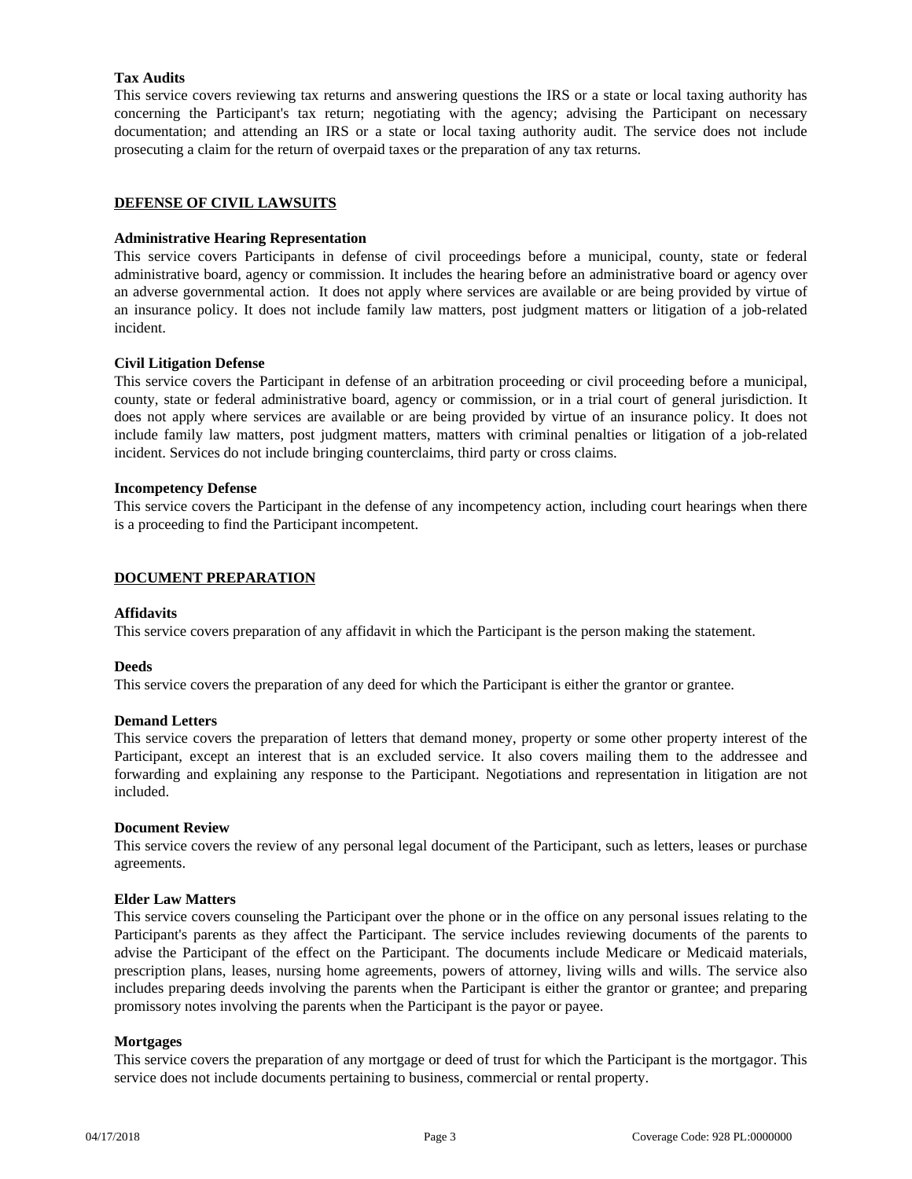**Tax Audits**

This service covers reviewing tax returns and answering questions the IRS or a state or local taxing authority has concerning the Participant's tax return; negotiating with the agency; advising the Participant on necessary documentation; and attending an IRS or a state or local taxing authority audit. The service does not include prosecuting a claim for the return of overpaid taxes or the preparation of any tax returns.

## DEFENSE OF CIVIL LAWSUITS

**Administrative Hearing Representation**

This service covers Participants in defense of civil proceedings before a municipal, county, state or federal administrative board, agency or commission. It includes the hearing before an administrative board or agency over an adverse governmental action. It does not apply where services are available or are being provided by virtue of an insurance policy. It does not include family law matters, post judgment matters or litigation of a job-related incident.

**Civil Litigation Defense**

This service covers the Participant in defense of an arbitration proceeding or civil proceeding before a municipal, county, state or federal administrative board, agency or commission, or in a trial court of general jurisdiction. It does not apply where services are available or are being provided by virtue of an insurance policy. It does not include family law matters, post judgment matters, matters with criminal penalties or litigation of a job-related incident. Services do not include bringing counterclaims, third party or cross claims.

**Incompetency Defense**

This service covers the Participant in the defense of any incompetency action, including court hearings when there is a proceeding to find the Participant incompetent.

## DOCUMENT PREPARATION

**Affidavits**

This service covers preparation of any affidavit in which the Participant is the person making the statement.

**Deeds**

This service covers the preparation of any deed for which the Participant is either the grantor or grantee.

**Demand Letters**

This service covers the preparation of letters that demand money, property or some other property interest of the Participant, except an interest that is an excluded service. It also covers mailing them to the addressee and forwarding and explaining any response to the Participant. Negotiations and representation in litigation are not included.

**Document Review**

This service covers the review of any personal legal document of the Participant, such as letters, leases or purchase agreements.

**Elder Law Matters**

This service covers counseling the Participant over the phone or in the office on any personal issues relating to the Participant's parents as they affect the Participant. The service includes reviewing documents of the parents to advise the Participant of the effect on the Participant. The documents include Medicare or Medicaid materials, prescription plans, leases, nursing home agreements, powers of attorney, living wills and wills. The service also includes preparing deeds involving the parents when the Participant is either the grantor or grantee; and preparing promissory notes involving the parents when the Participant is the payor or payee.

**Mortgages**

This service covers the preparation of any mortgage or deed of trust for which the Participant is the mortgagor. This service does not include documents pertaining to business, commercial or rental property.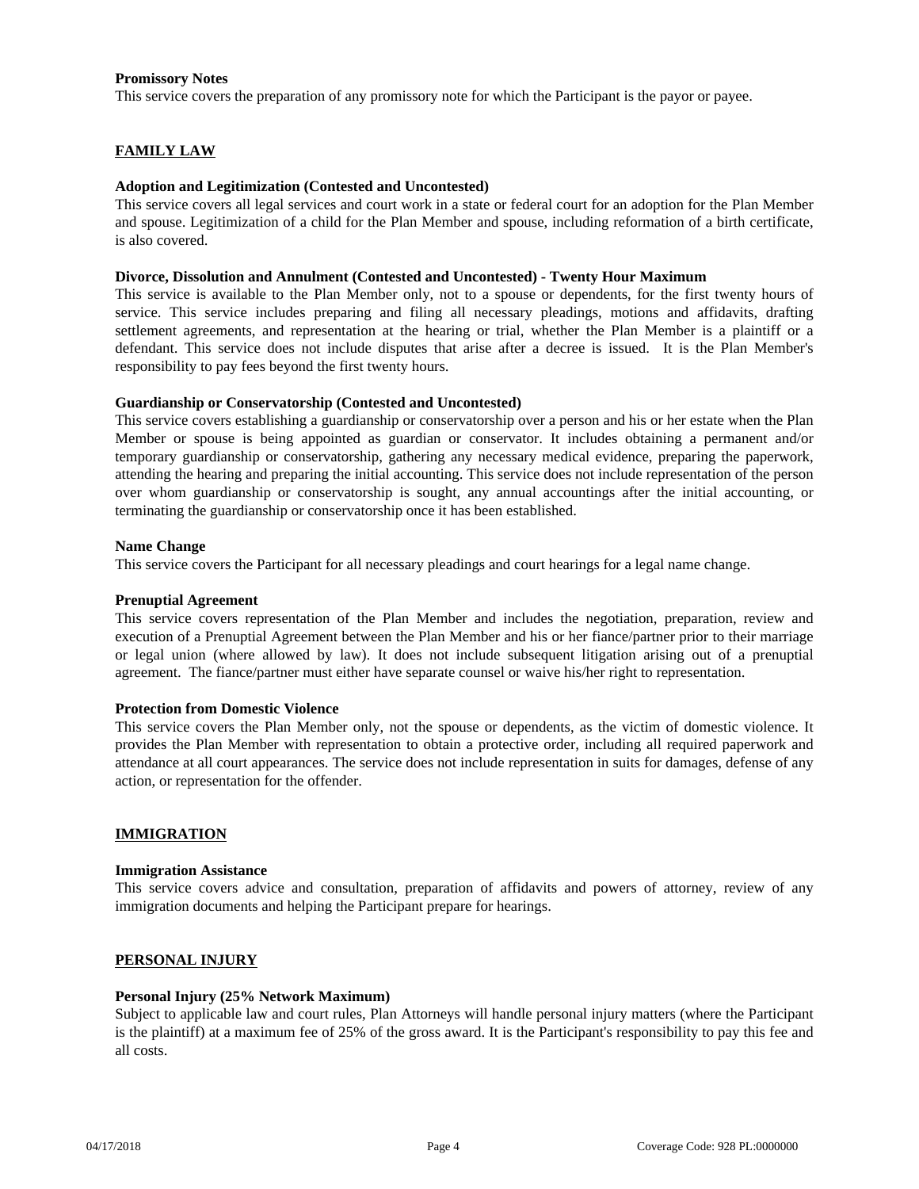**Promissory Notes**

This service covers the preparation of any promissory note for which the Participant is the payor or payee.

## FAMILY LAW

**Adoption and Legitimization (Contested and Uncontested)**

This service covers all legal services and court work in a state or federal court for an adoption for the Plan Member and spouse. Legitimization of a child for the Plan Member and spouse, including reformation of a birth certificate, is also covered.

**Divorce, Dissolution and Annulment (Contested and Uncontested) - Twenty Hour Maximum**

This service is available to the Plan Member only, not to a spouse or dependents, for the first twenty hours of service. This service includes preparing and filing all necessary pleadings, motions and affidavits, drafting settlement agreements, and representation at the hearing or trial, whether the Plan Member is a plaintiff or a defendant. This service does not include disputes that arise after a decree is issued. It is the Plan Member's responsibility to pay fees beyond the first twenty hours.

**Guardianship or Conservatorship (Contested and Uncontested)**

This service covers establishing a guardianship or conservatorship over a person and his or her estate when the Plan Member or spouse is being appointed as guardian or conservator. It includes obtaining a permanent and/or temporary guardianship or conservatorship, gathering any necessary medical evidence, preparing the paperwork, attending the hearing and preparing the initial accounting. This service does not include representation of the person over whom guardianship or conservatorship is sought, any annual accountings after the initial accounting, or terminating the guardianship or conservatorship once it has been established.

**Name Change**

This service covers the Participant for all necessary pleadings and court hearings for a legal name change.

**Prenuptial Agreement**

This service covers representation of the Plan Member and includes the negotiation, preparation, review and execution of a Prenuptial Agreement between the Plan Member and his or her fiance/partner prior to their marriage or legal union (where allowed by law). It does not include subsequent litigation arising out of a prenuptial agreement. The fiance/partner must either have separate counsel or waive his/her right to representation.

**Protection from Domestic Violence**

This service covers the Plan Member only, not the spouse or dependents, as the victim of domestic violence. It provides the Plan Member with representation to obtain a protective order, including all required paperwork and attendance at all court appearances. The service does not include representation in suits for damages, defense of any action, or representation for the offender.

## IMMIGRATION

**Immigration Assistance**

This service covers advice and consultation, preparation of affidavits and powers of attorney, review of any immigration documents and helping the Participant prepare for hearings.

## PERSONAL INJURY

**Personal Injury (25% Network Maximum)**

Subject to applicable law and court rules, Plan Attorneys will handle personal injury matters (where the Participant is the plaintiff) at a maximum fee of 25% of the gross award. It is the Participant's responsibility to pay this fee and all costs.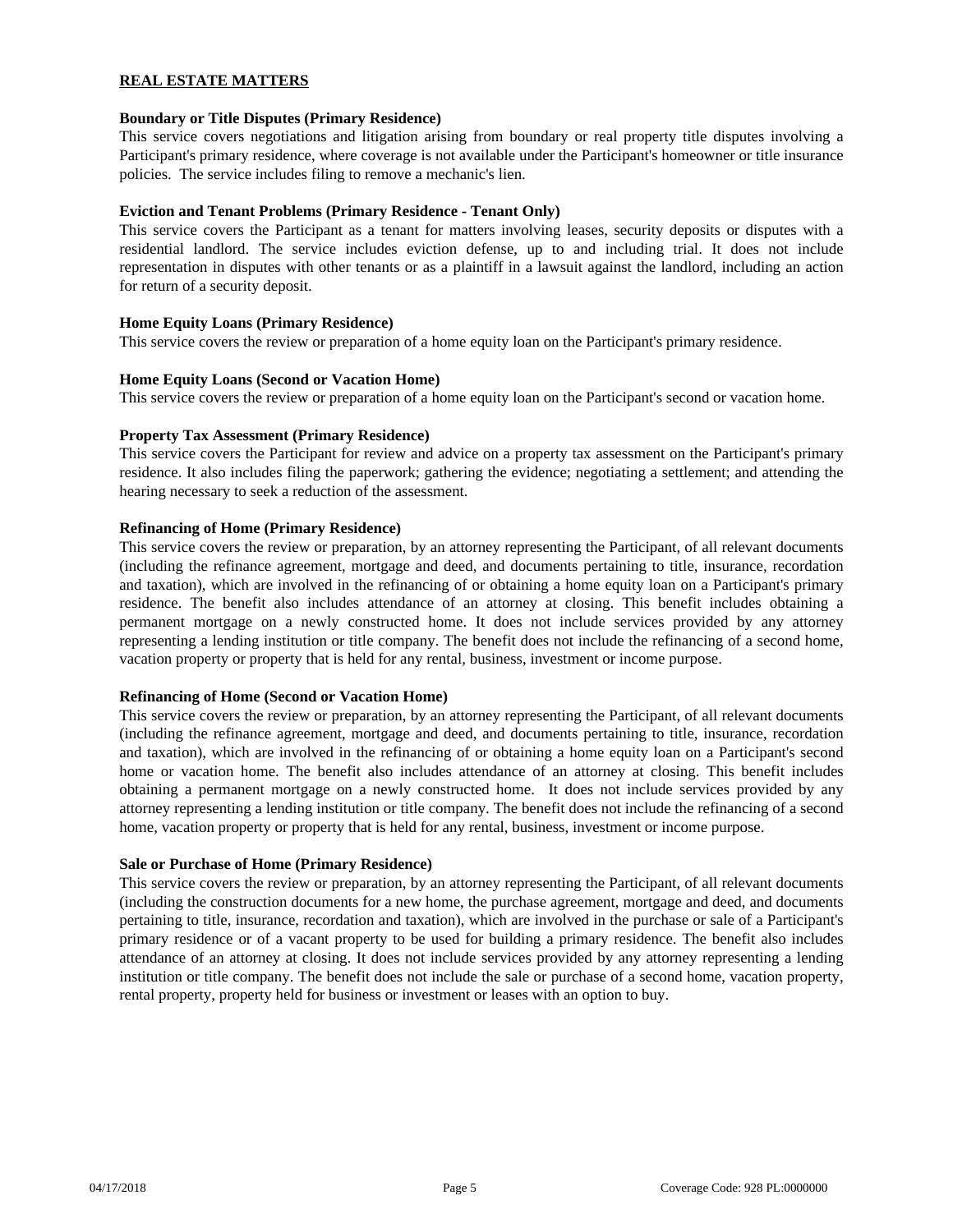## REAL ESTATE MATTERS

**Boundary or Title Disputes (Primary Residence)**
This service covers negotiations and litigation arising from boundary or real property title disputes involving a Participant's primary residence, where coverage is not available under the Participant's homeowner or title insurance policies. The service includes filing to remove a mechanic's lien.

**Eviction and Tenant Problems (Primary Residence - Tenant Only)**
This service covers the Participant as a tenant for matters involving leases, security deposits or disputes with a residential landlord. The service includes eviction defense, up to and including trial. It does not include representation in disputes with other tenants or as a plaintiff in a lawsuit against the landlord, including an action for return of a security deposit.

**Home Equity Loans (Primary Residence)**
This service covers the review or preparation of a home equity loan on the Participant's primary residence.

**Home Equity Loans (Second or Vacation Home)**
This service covers the review or preparation of a home equity loan on the Participant's second or vacation home.

**Property Tax Assessment (Primary Residence)**
This service covers the Participant for review and advice on a property tax assessment on the Participant's primary residence. It also includes filing the paperwork; gathering the evidence; negotiating a settlement; and attending the hearing necessary to seek a reduction of the assessment.

**Refinancing of Home (Primary Residence)**
This service covers the review or preparation, by an attorney representing the Participant, of all relevant documents (including the refinance agreement, mortgage and deed, and documents pertaining to title, insurance, recordation and taxation), which are involved in the refinancing of or obtaining a home equity loan on a Participant's primary residence. The benefit also includes attendance of an attorney at closing. This benefit includes obtaining a permanent mortgage on a newly constructed home. It does not include services provided by any attorney representing a lending institution or title company. The benefit does not include the refinancing of a second home, vacation property or property that is held for any rental, business, investment or income purpose.

**Refinancing of Home (Second or Vacation Home)**
This service covers the review or preparation, by an attorney representing the Participant, of all relevant documents (including the refinance agreement, mortgage and deed, and documents pertaining to title, insurance, recordation and taxation), which are involved in the refinancing of or obtaining a home equity loan on a Participant's second home or vacation home. The benefit also includes attendance of an attorney at closing. This benefit includes obtaining a permanent mortgage on a newly constructed home. It does not include services provided by any attorney representing a lending institution or title company. The benefit does not include the refinancing of a second home, vacation property or property that is held for any rental, business, investment or income purpose.

**Sale or Purchase of Home (Primary Residence)**
This service covers the review or preparation, by an attorney representing the Participant, of all relevant documents (including the construction documents for a new home, the purchase agreement, mortgage and deed, and documents pertaining to title, insurance, recordation and taxation), which are involved in the purchase or sale of a Participant's primary residence or of a vacant property to be used for building a primary residence. The benefit also includes attendance of an attorney at closing. It does not include services provided by any attorney representing a lending institution or title company. The benefit does not include the sale or purchase of a second home, vacation property, rental property, property held for business or investment or leases with an option to buy.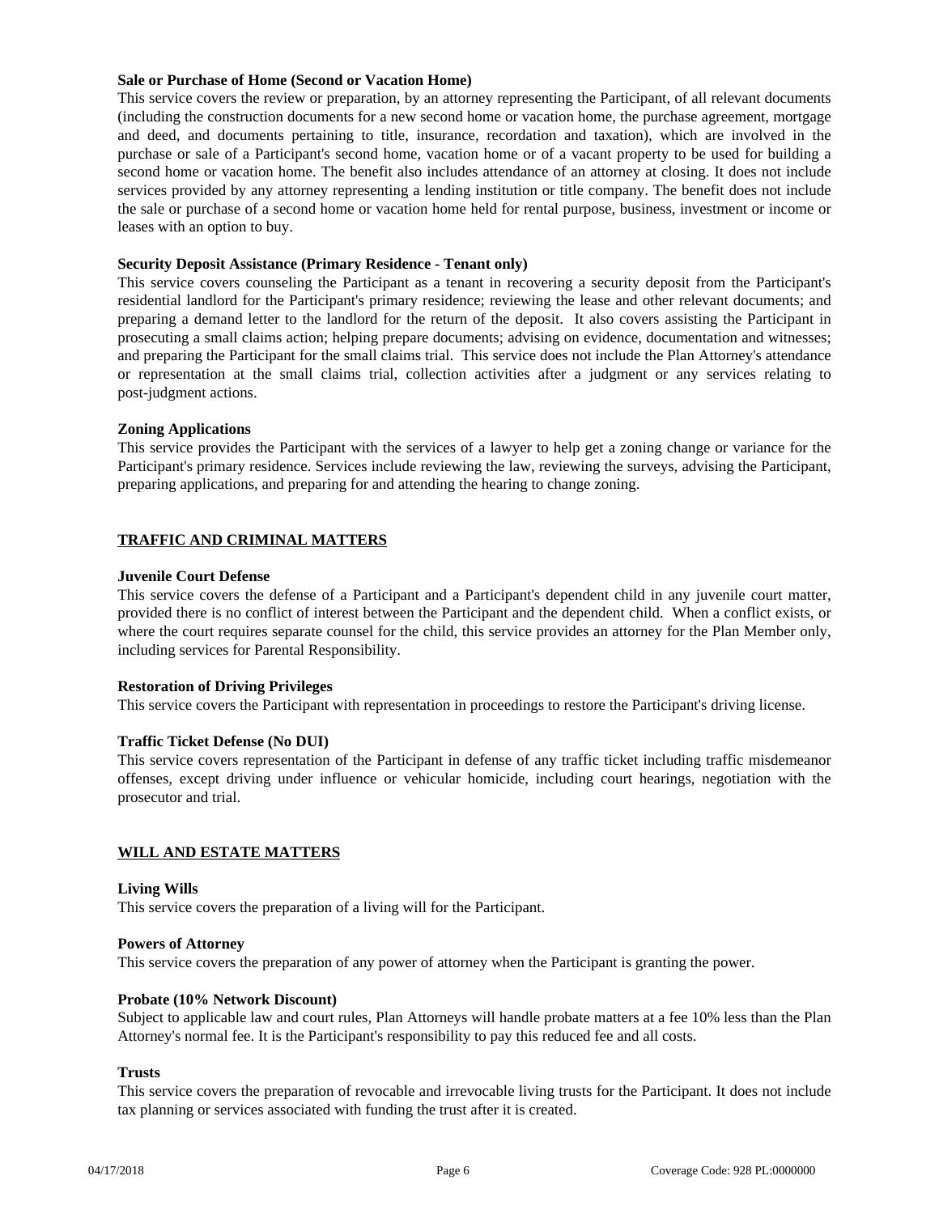**Sale or Purchase of Home (Second or Vacation Home)**

This service covers the review or preparation, by an attorney representing the Participant, of all relevant documents (including the construction documents for a new second home or vacation home, the purchase agreement, mortgage and deed, and documents pertaining to title, insurance, recordation and taxation), which are involved in the purchase or sale of a Participant's second home, vacation home or of a vacant property to be used for building a second home or vacation home. The benefit also includes attendance of an attorney at closing. It does not include services provided by any attorney representing a lending institution or title company. The benefit does not include the sale or purchase of a second home or vacation home held for rental purpose, business, investment or income or leases with an option to buy.

**Security Deposit Assistance (Primary Residence - Tenant only)**

This service covers counseling the Participant as a tenant in recovering a security deposit from the Participant's residential landlord for the Participant's primary residence; reviewing the lease and other relevant documents; and preparing a demand letter to the landlord for the return of the deposit. It also covers assisting the Participant in prosecuting a small claims action; helping prepare documents; advising on evidence, documentation and witnesses; and preparing the Participant for the small claims trial. This service does not include the Plan Attorney's attendance or representation at the small claims trial, collection activities after a judgment or any services relating to post-judgment actions.

**Zoning Applications**

This service provides the Participant with the services of a lawyer to help get a zoning change or variance for the Participant's primary residence. Services include reviewing the law, reviewing the surveys, advising the Participant, preparing applications, and preparing for and attending the hearing to change zoning.

## TRAFFIC AND CRIMINAL MATTERS

**Juvenile Court Defense**

This service covers the defense of a Participant and a Participant's dependent child in any juvenile court matter, provided there is no conflict of interest between the Participant and the dependent child. When a conflict exists, or where the court requires separate counsel for the child, this service provides an attorney for the Plan Member only, including services for Parental Responsibility.

**Restoration of Driving Privileges**

This service covers the Participant with representation in proceedings to restore the Participant's driving license.

**Traffic Ticket Defense (No DUI)**

This service covers representation of the Participant in defense of any traffic ticket including traffic misdemeanor offenses, except driving under influence or vehicular homicide, including court hearings, negotiation with the prosecutor and trial.

## WILL AND ESTATE MATTERS

**Living Wills**

This service covers the preparation of a living will for the Participant.

**Powers of Attorney**

This service covers the preparation of any power of attorney when the Participant is granting the power.

**Probate (10% Network Discount)**

Subject to applicable law and court rules, Plan Attorneys will handle probate matters at a fee 10% less than the Plan Attorney's normal fee. It is the Participant's responsibility to pay this reduced fee and all costs.

**Trusts**

This service covers the preparation of revocable and irrevocable living trusts for the Participant. It does not include tax planning or services associated with funding the trust after it is created.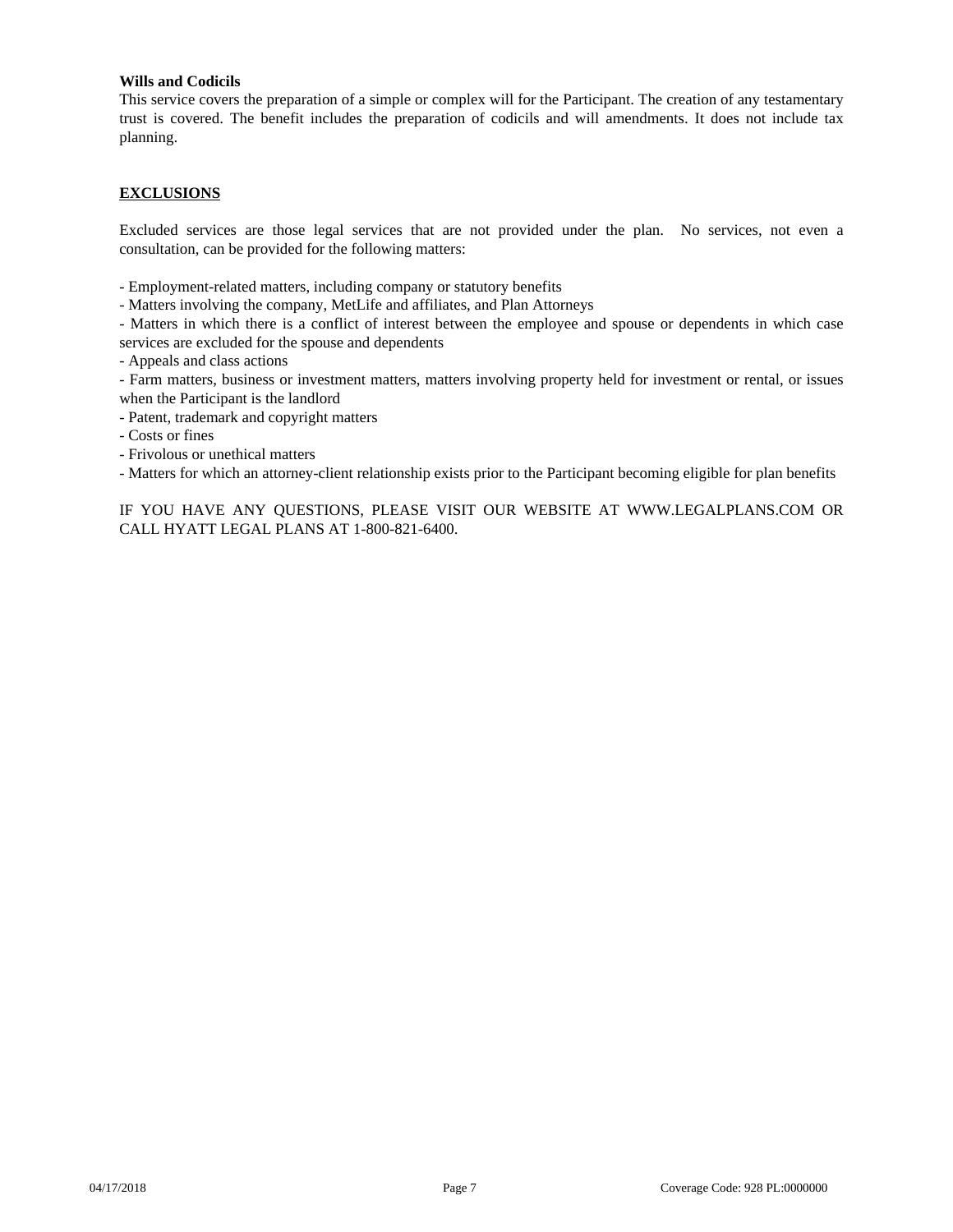**Wills and Codicils**
This service covers the preparation of a simple or complex will for the Participant. The creation of any testamentary trust is covered. The benefit includes the preparation of codicils and will amendments. It does not include tax planning.

**EXCLUSIONS**

Excluded services are those legal services that are not provided under the plan. No services, not even a consultation, can be provided for the following matters:

- Employment-related matters, including company or statutory benefits
- Matters involving the company, MetLife and affiliates, and Plan Attorneys
- Matters in which there is a conflict of interest between the employee and spouse or dependents in which case services are excluded for the spouse and dependents
- Appeals and class actions
- Farm matters, business or investment matters, matters involving property held for investment or rental, or issues when the Participant is the landlord
- Patent, trademark and copyright matters
- Costs or fines
- Frivolous or unethical matters
- Matters for which an attorney-client relationship exists prior to the Participant becoming eligible for plan benefits

IF YOU HAVE ANY QUESTIONS, PLEASE VISIT OUR WEBSITE AT WWW.LEGALPLANS.COM OR CALL HYATT LEGAL PLANS AT 1-800-821-6400.